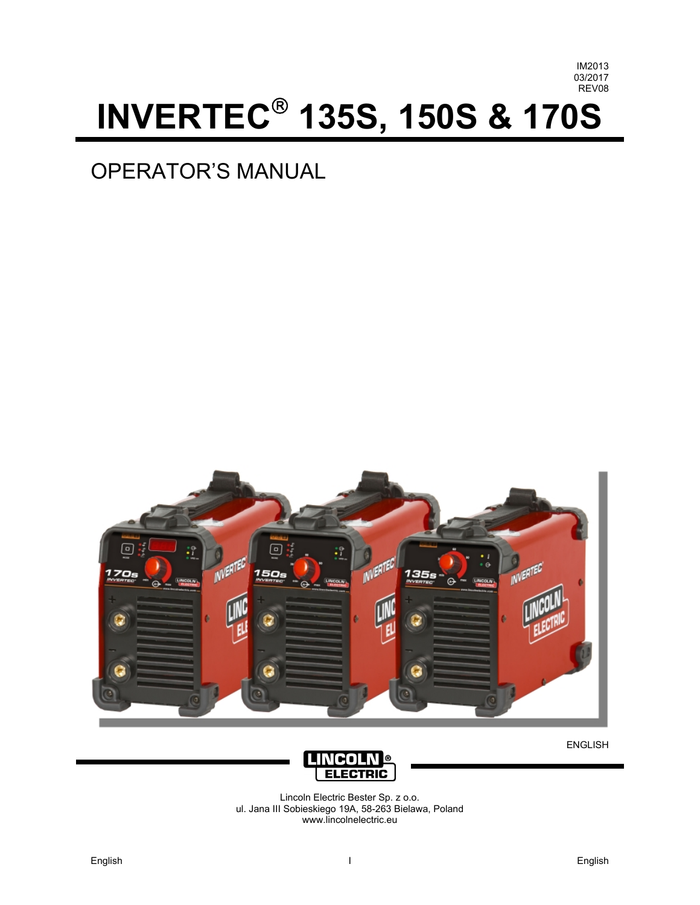IM2013
03/2017
REV08

# INVERTEC® 135S, 150S & 170S

## OPERATOR'S MANUAL

ENGLISH

Lincoln Electric Bester Sp. z o.o.
ul. Jana III Sobieskiego 19A, 58-263 Bielawa, Poland
www.lincolnelectric.eu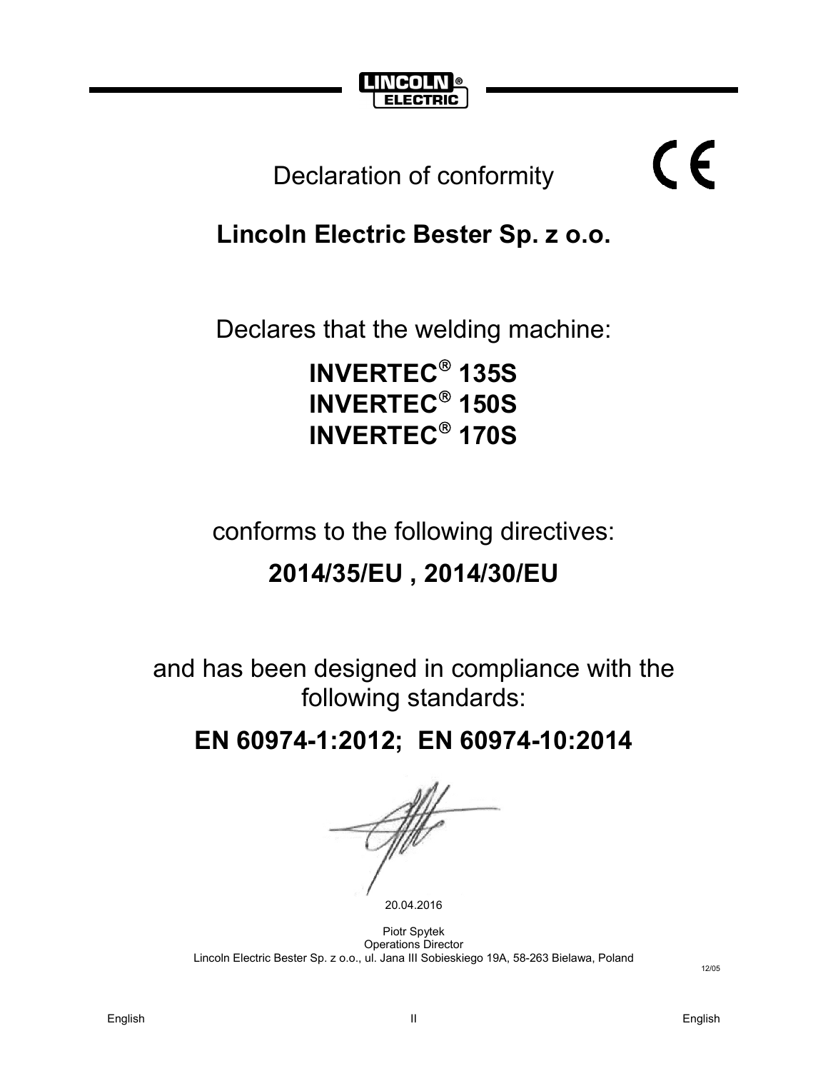# Declaration of conformity

## Lincoln Electric Bester Sp. z o.o.

Declares that the welding machine:

**INVERTEC® 135S**
**INVERTEC® 150S**
**INVERTEC® 170S**

conforms to the following directives:

**2014/35/EU , 2014/30/EU**

and has been designed in compliance with the following standards:

**EN 60974-1:2012; EN 60974-10:2014**

20.04.2016

Piotr Spytek
Operations Director
Lincoln Electric Bester Sp. z o.o., ul. Jana III Sobieskiego 19A, 58-263 Bielawa, Poland

12/05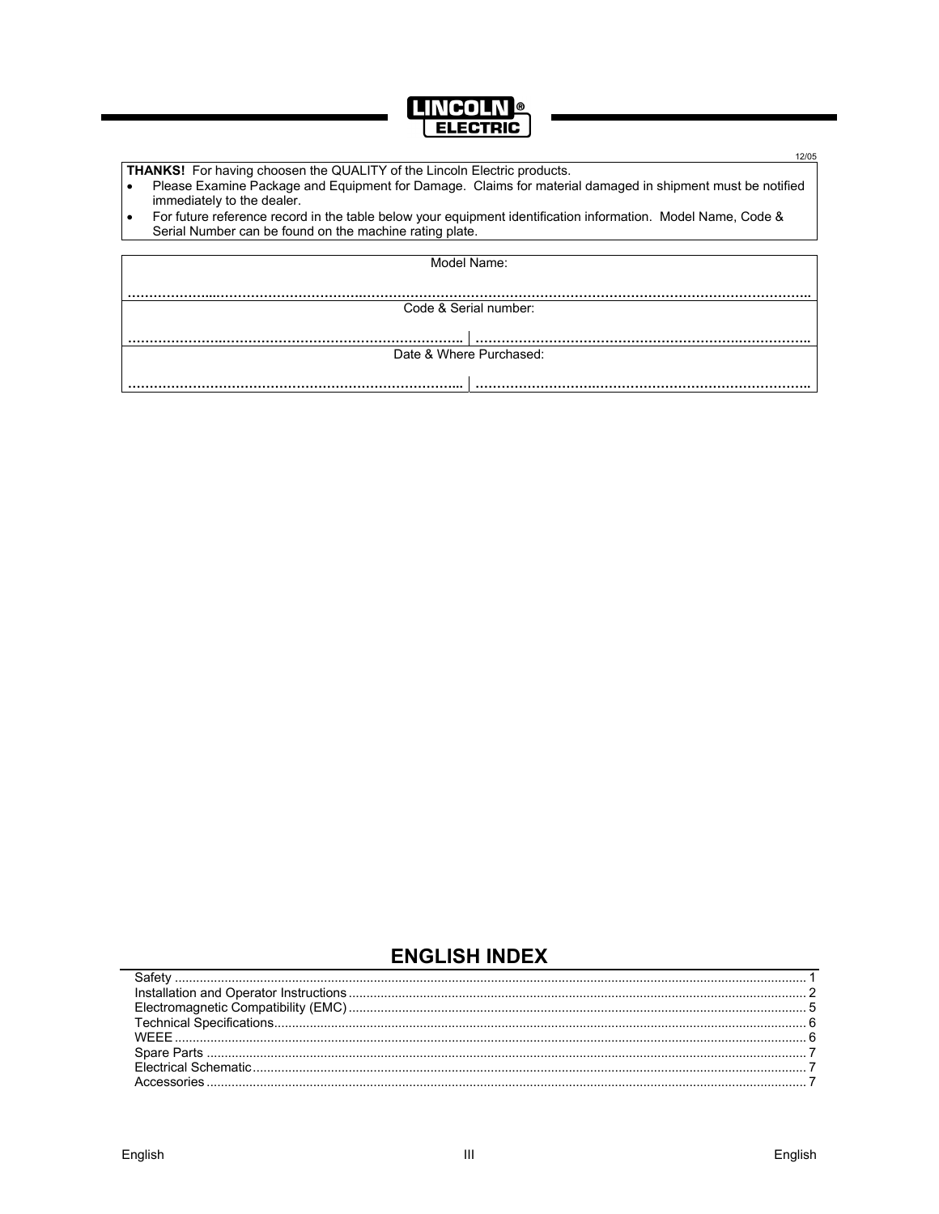12/05

**THANKS!** For having choosen the QUALITY of the Lincoln Electric products.

- Please Examine Package and Equipment for Damage. Claims for material damaged in shipment must be notified immediately to the dealer.
- For future reference record in the table below your equipment identification information. Model Name, Code & Serial Number can be found on the machine rating plate.

| Model Name: | |
|---|---|
| ………………………………………………………………………………………………………………………… | |
| Code & Serial number: | |
| ………………………………………………………………… | ………………………………………………………………… |
| Date & Where Purchased: | |
| ………………………………………………………………… | ………………………………………………………………… |

## ENGLISH INDEX

| | |
|---|---|
| Safety | 1 |
| Installation and Operator Instructions | 2 |
| Electromagnetic Compatibility (EMC) | 5 |
| Technical Specifications | 6 |
| WEEE | 6 |
| Spare Parts | 7 |
| Electrical Schematic | 7 |
| Accessories | 7 |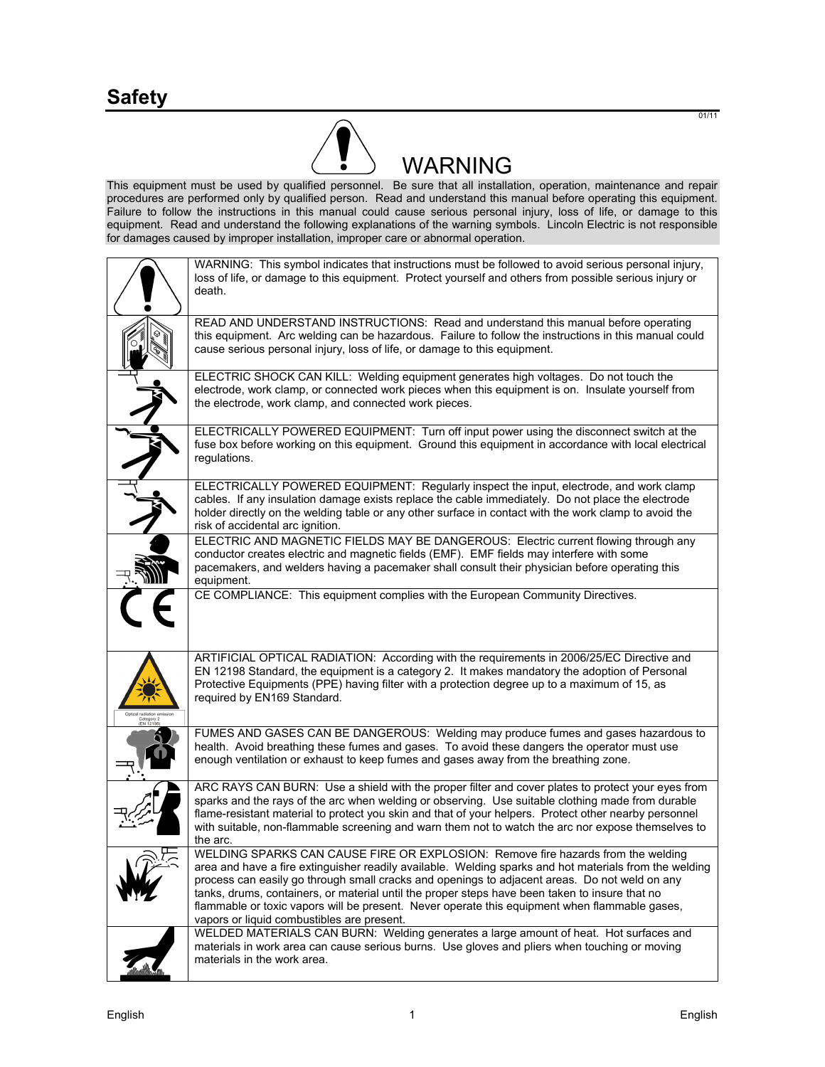# Safety

01/11

## WARNING

This equipment must be used by qualified personnel. Be sure that all installation, operation, maintenance and repair procedures are performed only by qualified person. Read and understand this manual before operating this equipment. Failure to follow the instructions in this manual could cause serious personal injury, loss of life, or damage to this equipment. Read and understand the following explanations of the warning symbols. Lincoln Electric is not responsible for damages caused by improper installation, improper care or abnormal operation.

| | |
|---|---|
| | WARNING: This symbol indicates that instructions must be followed to avoid serious personal injury, loss of life, or damage to this equipment. Protect yourself and others from possible serious injury or death. |
| | READ AND UNDERSTAND INSTRUCTIONS: Read and understand this manual before operating this equipment. Arc welding can be hazardous. Failure to follow the instructions in this manual could cause serious personal injury, loss of life, or damage to this equipment. |
| | ELECTRIC SHOCK CAN KILL: Welding equipment generates high voltages. Do not touch the electrode, work clamp, or connected work pieces when this equipment is on. Insulate yourself from the electrode, work clamp, and connected work pieces. |
| | ELECTRICALLY POWERED EQUIPMENT: Turn off input power using the disconnect switch at the fuse box before working on this equipment. Ground this equipment in accordance with local electrical regulations. |
| | ELECTRICALLY POWERED EQUIPMENT: Regularly inspect the input, electrode, and work clamp cables. If any insulation damage exists replace the cable immediately. Do not place the electrode holder directly on the welding table or any other surface in contact with the work clamp to avoid the risk of accidental arc ignition. |
| | ELECTRIC AND MAGNETIC FIELDS MAY BE DANGEROUS: Electric current flowing through any conductor creates electric and magnetic fields (EMF). EMF fields may interfere with some pacemakers, and welders having a pacemaker shall consult their physician before operating this equipment. |
| | CE COMPLIANCE: This equipment complies with the European Community Directives. |
| Optical radiation emission Category 2 (EN 12198) | ARTIFICIAL OPTICAL RADIATION: According with the requirements in 2006/25/EC Directive and EN 12198 Standard, the equipment is a category 2. It makes mandatory the adoption of Personal Protective Equipments (PPE) having filter with a protection degree up to a maximum of 15, as required by EN169 Standard. |
| | FUMES AND GASES CAN BE DANGEROUS: Welding may produce fumes and gases hazardous to health. Avoid breathing these fumes and gases. To avoid these dangers the operator must use enough ventilation or exhaust to keep fumes and gases away from the breathing zone. |
| | ARC RAYS CAN BURN: Use a shield with the proper filter and cover plates to protect your eyes from sparks and the rays of the arc when welding or observing. Use suitable clothing made from durable flame-resistant material to protect you skin and that of your helpers. Protect other nearby personnel with suitable, non-flammable screening and warn them not to watch the arc nor expose themselves to the arc. |
| | WELDING SPARKS CAN CAUSE FIRE OR EXPLOSION: Remove fire hazards from the welding area and have a fire extinguisher readily available. Welding sparks and hot materials from the welding process can easily go through small cracks and openings to adjacent areas. Do not weld on any tanks, drums, containers, or material until the proper steps have been taken to insure that no flammable or toxic vapors will be present. Never operate this equipment when flammable gases, vapors or liquid combustibles are present. |
| | WELDED MATERIALS CAN BURN: Welding generates a large amount of heat. Hot surfaces and materials in work area can cause serious burns. Use gloves and pliers when touching or moving materials in the work area. |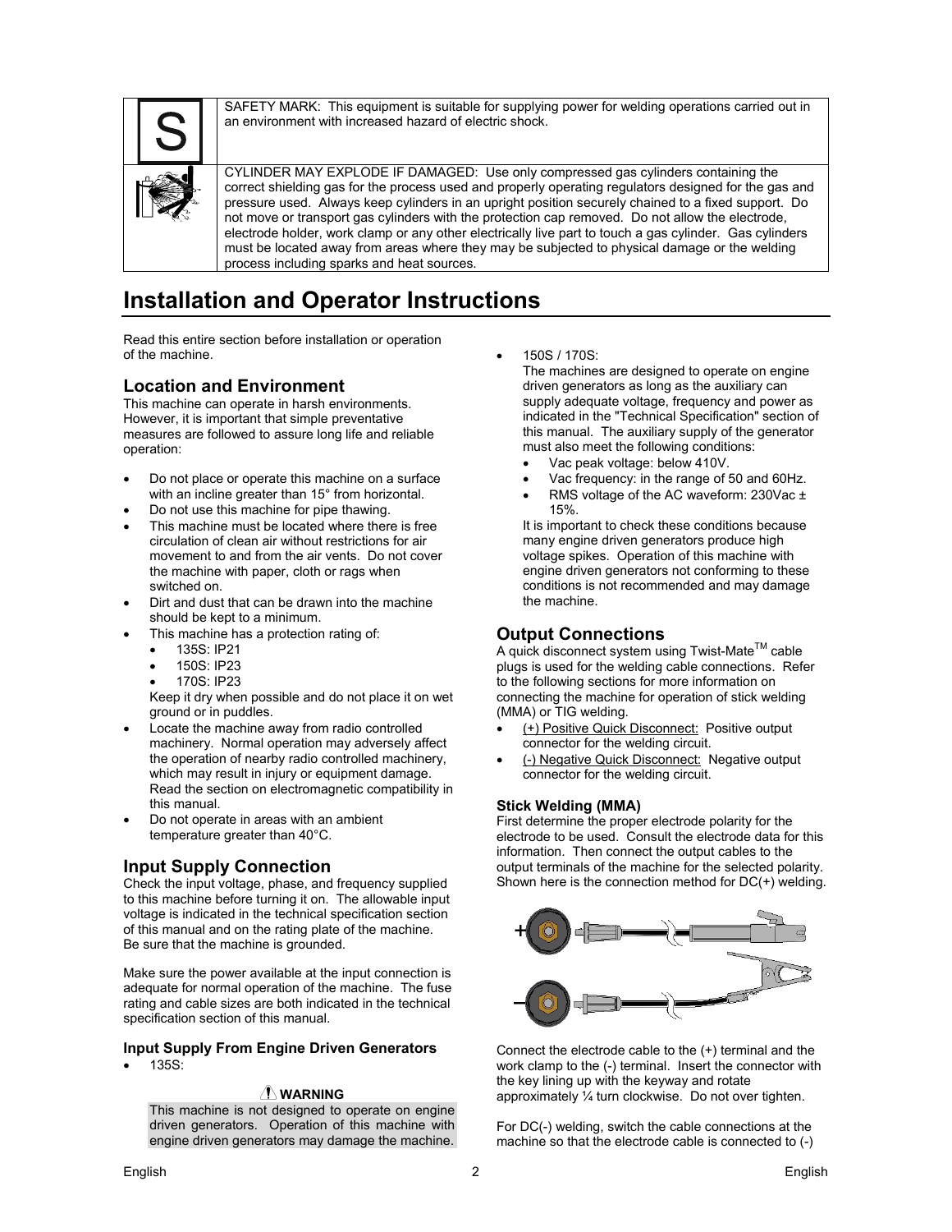| | |
|---|---|
| S | SAFETY MARK: This equipment is suitable for supplying power for welding operations carried out in an environment with increased hazard of electric shock. |
| | CYLINDER MAY EXPLODE IF DAMAGED: Use only compressed gas cylinders containing the correct shielding gas for the process used and properly operating regulators designed for the gas and pressure used. Always keep cylinders in an upright position securely chained to a fixed support. Do not move or transport gas cylinders with the protection cap removed. Do not allow the electrode, electrode holder, work clamp or any other electrically live part to touch a gas cylinder. Gas cylinders must be located away from areas where they may be subjected to physical damage or the welding process including sparks and heat sources. |

# Installation and Operator Instructions

Read this entire section before installation or operation of the machine.

## Location and Environment

This machine can operate in harsh environments. However, it is important that simple preventative measures are followed to assure long life and reliable operation:

- Do not place or operate this machine on a surface with an incline greater than 15° from horizontal.
- Do not use this machine for pipe thawing.
- This machine must be located where there is free circulation of clean air without restrictions for air movement to and from the air vents. Do not cover the machine with paper, cloth or rags when switched on.
- Dirt and dust that can be drawn into the machine should be kept to a minimum.
- This machine has a protection rating of:
  - 135S: IP21
  - 150S: IP23
  - 170S: IP23

  Keep it dry when possible and do not place it on wet ground or in puddles.
- Locate the machine away from radio controlled machinery. Normal operation may adversely affect the operation of nearby radio controlled machinery, which may result in injury or equipment damage. Read the section on electromagnetic compatibility in this manual.
- Do not operate in areas with an ambient temperature greater than 40°C.

## Input Supply Connection

Check the input voltage, phase, and frequency supplied to this machine before turning it on. The allowable input voltage is indicated in the technical specification section of this manual and on the rating plate of the machine. Be sure that the machine is grounded.

Make sure the power available at the input connection is adequate for normal operation of the machine. The fuse rating and cable sizes are both indicated in the technical specification section of this manual.

### Input Supply From Engine Driven Generators

- 135S:

  **⚠ WARNING**

  This machine is not designed to operate on engine driven generators. Operation of this machine with engine driven generators may damage the machine.

- 150S / 170S:

  The machines are designed to operate on engine driven generators as long as the auxiliary can supply adequate voltage, frequency and power as indicated in the "Technical Specification" section of this manual. The auxiliary supply of the generator must also meet the following conditions:
  - Vac peak voltage: below 410V.
  - Vac frequency: in the range of 50 and 60Hz.
  - RMS voltage of the AC waveform: 230Vac ± 15%.

  It is important to check these conditions because many engine driven generators produce high voltage spikes. Operation of this machine with engine driven generators not conforming to these conditions is not recommended and may damage the machine.

## Output Connections

A quick disconnect system using Twist-Mate™ cable plugs is used for the welding cable connections. Refer to the following sections for more information on connecting the machine for operation of stick welding (MMA) or TIG welding.

- (+) Positive Quick Disconnect: Positive output connector for the welding circuit.
- (-) Negative Quick Disconnect: Negative output connector for the welding circuit.

### Stick Welding (MMA)

First determine the proper electrode polarity for the electrode to be used. Consult the electrode data for this information. Then connect the output cables to the output terminals of the machine for the selected polarity. Shown here is the connection method for DC(+) welding.

Connect the electrode cable to the (+) terminal and the work clamp to the (-) terminal. Insert the connector with the key lining up with the keyway and rotate approximately ¼ turn clockwise. Do not over tighten.

For DC(-) welding, switch the cable connections at the machine so that the electrode cable is connected to (-)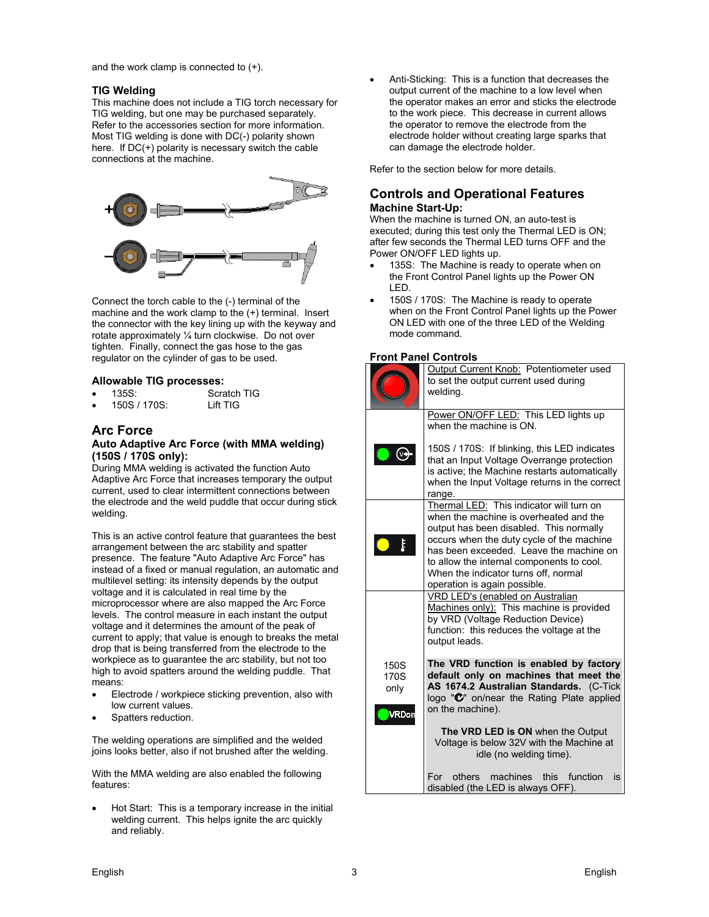and the work clamp is connected to (+).

### TIG Welding

This machine does not include a TIG torch necessary for TIG welding, but one may be purchased separately. Refer to the accessories section for more information. Most TIG welding is done with DC(-) polarity shown here. If DC(+) polarity is necessary switch the cable connections at the machine.

Connect the torch cable to the (-) terminal of the machine and the work clamp to the (+) terminal. Insert the connector with the key lining up with the keyway and rotate approximately ¼ turn clockwise. Do not over tighten. Finally, connect the gas hose to the gas regulator on the cylinder of gas to be used.

### Allowable TIG processes:

- 135S: Scratch TIG
- 150S / 170S: Lift TIG

## Arc Force

### Auto Adaptive Arc Force (with MMA welding) (150S / 170S only):

During MMA welding is activated the function Auto Adaptive Arc Force that increases temporary the output current, used to clear intermittent connections between the electrode and the weld puddle that occur during stick welding.

This is an active control feature that guarantees the best arrangement between the arc stability and spatter presence. The feature "Auto Adaptive Arc Force" has instead of a fixed or manual regulation, an automatic and multilevel setting: its intensity depends by the output voltage and it is calculated in real time by the microprocessor where are also mapped the Arc Force levels. The control measure in each instant the output voltage and it determines the amount of the peak of current to apply; that value is enough to breaks the metal drop that is being transferred from the electrode to the workpiece as to guarantee the arc stability, but not too high to avoid spatters around the welding puddle. That means:

- Electrode / workpiece sticking prevention, also with low current values.
- Spatters reduction.

The welding operations are simplified and the welded joins looks better, also if not brushed after the welding.

With the MMA welding are also enabled the following features:

- Hot Start: This is a temporary increase in the initial welding current. This helps ignite the arc quickly and reliably.
- Anti-Sticking: This is a function that decreases the output current of the machine to a low level when the operator makes an error and sticks the electrode to the work piece. This decrease in current allows the operator to remove the electrode from the electrode holder without creating large sparks that can damage the electrode holder.

Refer to the section below for more details.

## Controls and Operational Features

### Machine Start-Up:

When the machine is turned ON, an auto-test is executed; during this test only the Thermal LED is ON; after few seconds the Thermal LED turns OFF and the Power ON/OFF LED lights up.

- 135S: The Machine is ready to operate when on the Front Control Panel lights up the Power ON LED.
- 150S / 170S: The Machine is ready to operate when on the Front Control Panel lights up the Power ON LED with one of the three LED of the Welding mode command.

### Front Panel Controls

| | |
|---|---|
| | Output Current Knob: Potentiometer used to set the output current used during welding. |
| | Power ON/OFF LED: This LED lights up when the machine is ON.<br><br>150S / 170S: If blinking, this LED indicates that an Input Voltage Overrange protection is active; the Machine restarts automatically when the Input Voltage returns in the correct range. |
| | Thermal LED: This indicator will turn on when the machine is overheated and the output has been disabled. This normally occurs when the duty cycle of the machine has been exceeded. Leave the machine on to allow the internal components to cool. When the indicator turns off, normal operation is again possible. |
| 150S 170S only<br><br>VRDon | VRD LED's (enabled on Australian Machines only): This machine is provided by VRD (Voltage Reduction Device) function: this reduces the voltage at the output leads.<br><br>**The VRD function is enabled by factory default only on machines that meet the AS 1674.2 Australian Standards.** (C-Tick logo "C" on/near the Rating Plate applied on the machine).<br><br>**The VRD LED is ON** when the Output Voltage is below 32V with the Machine at idle (no welding time).<br><br>For others machines this function is disabled (the LED is always OFF). |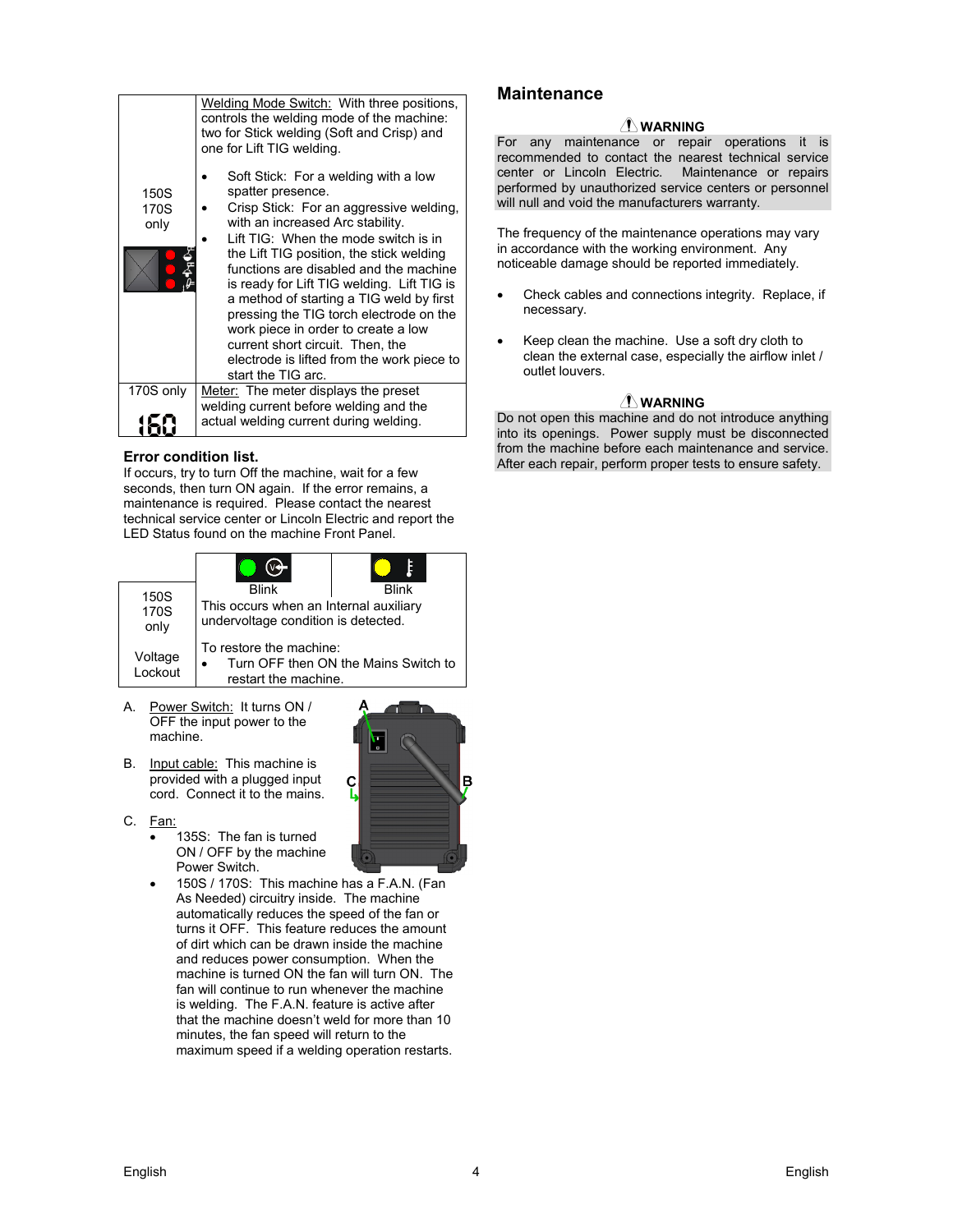| | |
|---|---|
| 150S<br>170S<br>only | Welding Mode Switch: With three positions, controls the welding mode of the machine: two for Stick welding (Soft and Crisp) and one for Lift TIG welding.<br><br>• Soft Stick: For a welding with a low spatter presence.<br>• Crisp Stick: For an aggressive welding, with an increased Arc stability.<br>• Lift TIG: When the mode switch is in the Lift TIG position, the stick welding functions are disabled and the machine is ready for Lift TIG welding. Lift TIG is a method of starting a TIG weld by first pressing the TIG torch electrode on the work piece in order to create a low current short circuit. Then, the electrode is lifted from the work piece to start the TIG arc. |
| 170S only<br>160 | Meter: The meter displays the preset welding current before welding and the actual welding current during welding. |

### Error condition list.

If occurs, try to turn Off the machine, wait for a few seconds, then turn ON again. If the error remains, a maintenance is required. Please contact the nearest technical service center or Lincoln Electric and report the LED Status found on the machine Front Panel.

| | | |
|---|---|---|
| | Blink | Blink |
| 150S<br>170S<br>only<br><br>Voltage Lockout | This occurs when an Internal auxiliary undervoltage condition is detected.<br><br>To restore the machine:<br>• Turn OFF then ON the Mains Switch to restart the machine. | |

A. Power Switch: It turns ON / OFF the input power to the machine.

B. Input cable: This machine is provided with a plugged input cord. Connect it to the mains.

C. Fan:
- 135S: The fan is turned ON / OFF by the machine Power Switch.
- 150S / 170S: This machine has a F.A.N. (Fan As Needed) circuitry inside. The machine automatically reduces the speed of the fan or turns it OFF. This feature reduces the amount of dirt which can be drawn inside the machine and reduces power consumption. When the machine is turned ON the fan will turn ON. The fan will continue to run whenever the machine is welding. The F.A.N. feature is active after that the machine doesn't weld for more than 10 minutes, the fan speed will return to the maximum speed if a welding operation restarts.

## Maintenance

**WARNING**

For any maintenance or repair operations it is recommended to contact the nearest technical service center or Lincoln Electric. Maintenance or repairs performed by unauthorized service centers or personnel will null and void the manufacturers warranty.

The frequency of the maintenance operations may vary in accordance with the working environment. Any noticeable damage should be reported immediately.

- Check cables and connections integrity. Replace, if necessary.
- Keep clean the machine. Use a soft dry cloth to clean the external case, especially the airflow inlet / outlet louvers.

**WARNING**

Do not open this machine and do not introduce anything into its openings. Power supply must be disconnected from the machine before each maintenance and service. After each repair, perform proper tests to ensure safety.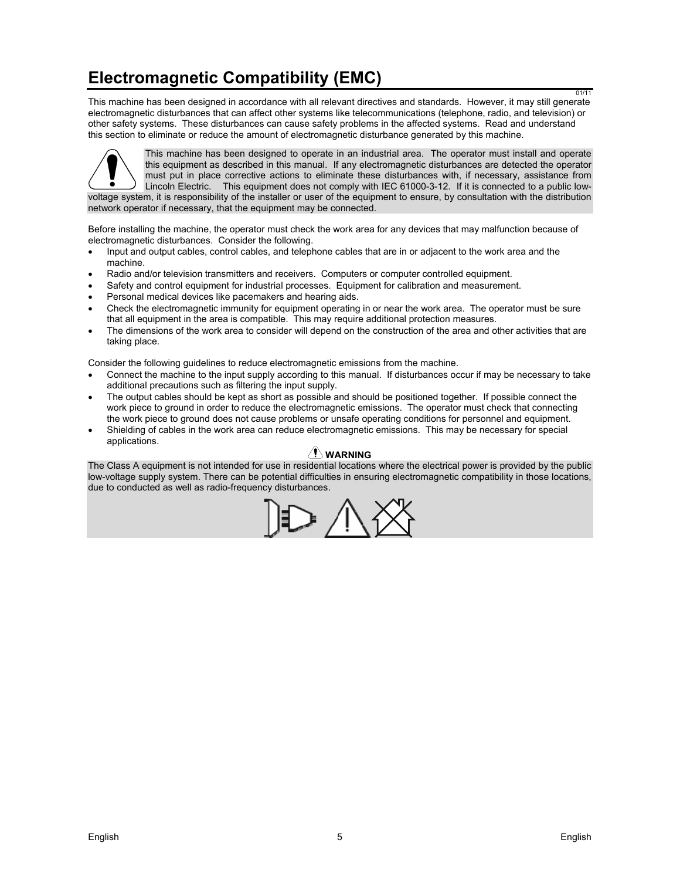# Electromagnetic Compatibility (EMC)

01/11

This machine has been designed in accordance with all relevant directives and standards. However, it may still generate electromagnetic disturbances that can affect other systems like telecommunications (telephone, radio, and television) or other safety systems. These disturbances can cause safety problems in the affected systems. Read and understand this section to eliminate or reduce the amount of electromagnetic disturbance generated by this machine.

This machine has been designed to operate in an industrial area. The operator must install and operate this equipment as described in this manual. If any electromagnetic disturbances are detected the operator must put in place corrective actions to eliminate these disturbances with, if necessary, assistance from Lincoln Electric. This equipment does not comply with IEC 61000-3-12. If it is connected to a public low-voltage system, it is responsibility of the installer or user of the equipment to ensure, by consultation with the distribution network operator if necessary, that the equipment may be connected.

Before installing the machine, the operator must check the work area for any devices that may malfunction because of electromagnetic disturbances. Consider the following.

- Input and output cables, control cables, and telephone cables that are in or adjacent to the work area and the machine.
- Radio and/or television transmitters and receivers. Computers or computer controlled equipment.
- Safety and control equipment for industrial processes. Equipment for calibration and measurement.
- Personal medical devices like pacemakers and hearing aids.
- Check the electromagnetic immunity for equipment operating in or near the work area. The operator must be sure that all equipment in the area is compatible. This may require additional protection measures.
- The dimensions of the work area to consider will depend on the construction of the area and other activities that are taking place.

Consider the following guidelines to reduce electromagnetic emissions from the machine.

- Connect the machine to the input supply according to this manual. If disturbances occur if may be necessary to take additional precautions such as filtering the input supply.
- The output cables should be kept as short as possible and should be positioned together. If possible connect the work piece to ground in order to reduce the electromagnetic emissions. The operator must check that connecting the work piece to ground does not cause problems or unsafe operating conditions for personnel and equipment.
- Shielding of cables in the work area can reduce electromagnetic emissions. This may be necessary for special applications.

**WARNING**

The Class A equipment is not intended for use in residential locations where the electrical power is provided by the public low-voltage supply system. There can be potential difficulties in ensuring electromagnetic compatibility in those locations, due to conducted as well as radio-frequency disturbances.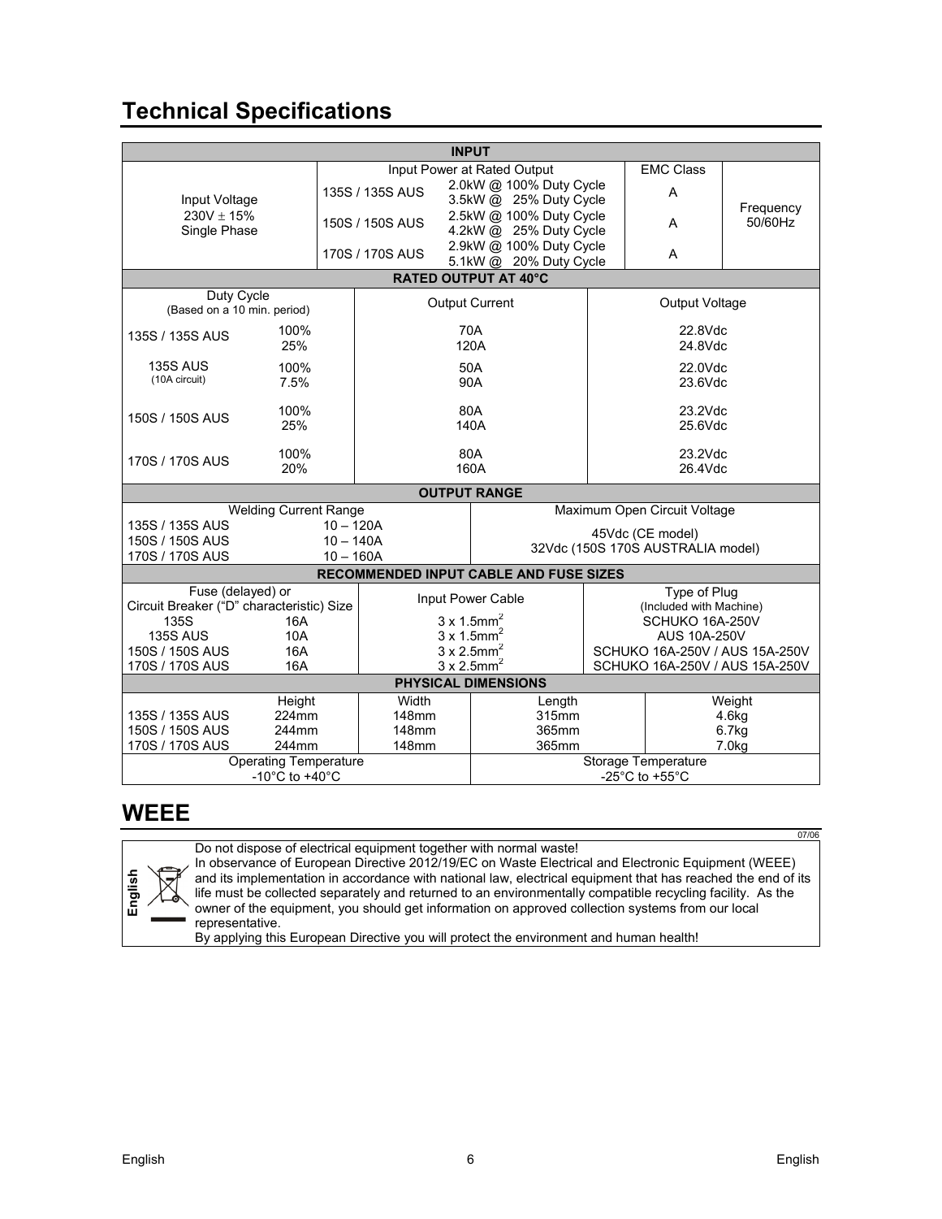# Technical Specifications

| INPUT | | | | |
|---|---|---|---|---|
| | Input Power at Rated Output | | EMC Class | |
| Input Voltage<br>230V ± 15%<br>Single Phase | 135S / 135S AUS | 2.0kW @ 100% Duty Cycle<br>3.5kW @ 25% Duty Cycle | A | Frequency<br>50/60Hz |
| | 150S / 150S AUS | 2.5kW @ 100% Duty Cycle<br>4.2kW @ 25% Duty Cycle | A | |
| | 170S / 170S AUS | 2.9kW @ 100% Duty Cycle<br>5.1kW @ 20% Duty Cycle | A | |

| RATED OUTPUT AT 40°C | | | |
|---|---|---|---|
| Duty Cycle<br>(Based on a 10 min. period) | | Output Current | Output Voltage |
| 135S / 135S AUS | 100%<br>25% | 70A<br>120A | 22.8Vdc<br>24.8Vdc |
| 135S AUS<br>(10A circuit) | 100%<br>7.5% | 50A<br>90A | 22.0Vdc<br>23.6Vdc |
| 150S / 150S AUS | 100%<br>25% | 80A<br>140A | 23.2Vdc<br>25.6Vdc |
| 170S / 170S AUS | 100%<br>20% | 80A<br>160A | 23.2Vdc<br>26.4Vdc |

| OUTPUT RANGE | | |
|---|---|---|
| Welding Current Range | | Maximum Open Circuit Voltage |
| 135S / 135S AUS | 10 – 120A | 45Vdc (CE model)<br>32Vdc (150S 170S AUSTRALIA model) |
| 150S / 150S AUS | 10 – 140A | |
| 170S / 170S AUS | 10 – 160A | |

| RECOMMENDED INPUT CABLE AND FUSE SIZES | | | |
|---|---|---|---|
| Fuse (delayed) or<br>Circuit Breaker ("D" characteristic) Size | | Input Power Cable | Type of Plug<br>(Included with Machine) |
| 135S | 16A | 3 x 1.5mm$^2$ | SCHUKO 16A-250V |
| 135S AUS | 10A | 3 x 1.5mm$^2$ | AUS 10A-250V |
| 150S / 150S AUS | 16A | 3 x 2.5mm$^2$ | SCHUKO 16A-250V / AUS 15A-250V |
| 170S / 170S AUS | 16A | 3 x 2.5mm$^2$ | SCHUKO 16A-250V / AUS 15A-250V |

| PHYSICAL DIMENSIONS | | | | |
|---|---|---|---|---|
| | Height | Width | Length | Weight |
| 135S / 135S AUS | 224mm | 148mm | 315mm | 4.6kg |
| 150S / 150S AUS | 244mm | 148mm | 365mm | 6.7kg |
| 170S / 170S AUS | 244mm | 148mm | 365mm | 7.0kg |

| Operating Temperature | Storage Temperature |
|---|---|
| -10°C to +40°C | -25°C to +55°C |

# WEEE

07/06

**English**

Do not dispose of electrical equipment together with normal waste!
In observance of European Directive 2012/19/EC on Waste Electrical and Electronic Equipment (WEEE) and its implementation in accordance with national law, electrical equipment that has reached the end of its life must be collected separately and returned to an environmentally compatible recycling facility. As the owner of the equipment, you should get information on approved collection systems from our local representative.
By applying this European Directive you will protect the environment and human health!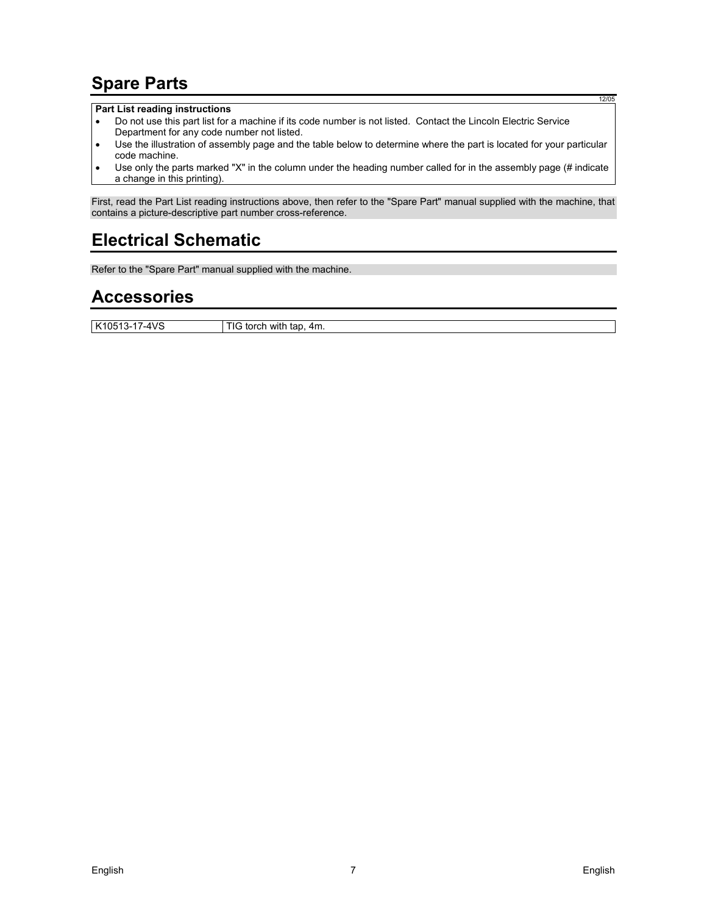## Spare Parts

12/05

**Part List reading instructions**

- Do not use this part list for a machine if its code number is not listed. Contact the Lincoln Electric Service Department for any code number not listed.
- Use the illustration of assembly page and the table below to determine where the part is located for your particular code machine.
- Use only the parts marked "X" in the column under the heading number called for in the assembly page (# indicate a change in this printing).

First, read the Part List reading instructions above, then refer to the "Spare Part" manual supplied with the machine, that contains a picture-descriptive part number cross-reference.

## Electrical Schematic

Refer to the "Spare Part" manual supplied with the machine.

## Accessories

| | |
|---|---|
| K10513-17-4VS | TIG torch with tap, 4m. |